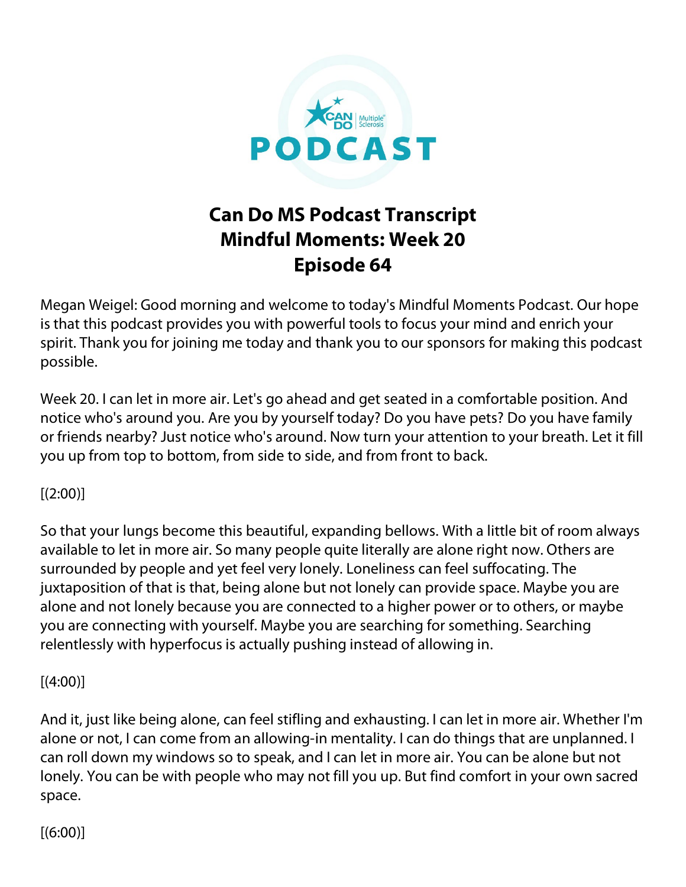# Can Do MS Podcast Transcript
# Mindful Moments: Week 20
# Episode 64

Megan Weigel: Good morning and welcome to today's Mindful Moments Podcast. Our hope is that this podcast provides you with powerful tools to focus your mind and enrich your spirit. Thank you for joining me today and thank you to our sponsors for making this podcast possible.

Week 20. I can let in more air. Let's go ahead and get seated in a comfortable position. And notice who's around you. Are you by yourself today? Do you have pets? Do you have family or friends nearby? Just notice who's around. Now turn your attention to your breath. Let it fill you up from top to bottom, from side to side, and from front to back.

[(2:00)]

So that your lungs become this beautiful, expanding bellows. With a little bit of room always available to let in more air. So many people quite literally are alone right now. Others are surrounded by people and yet feel very lonely. Loneliness can feel suffocating. The juxtaposition of that is that, being alone but not lonely can provide space. Maybe you are alone and not lonely because you are connected to a higher power or to others, or maybe you are connecting with yourself. Maybe you are searching for something. Searching relentlessly with hyperfocus is actually pushing instead of allowing in.

[(4:00)]

And it, just like being alone, can feel stifling and exhausting. I can let in more air. Whether I'm alone or not, I can come from an allowing-in mentality. I can do things that are unplanned. I can roll down my windows so to speak, and I can let in more air. You can be alone but not lonely. You can be with people who may not fill you up. But find comfort in your own sacred space.

[(6:00)]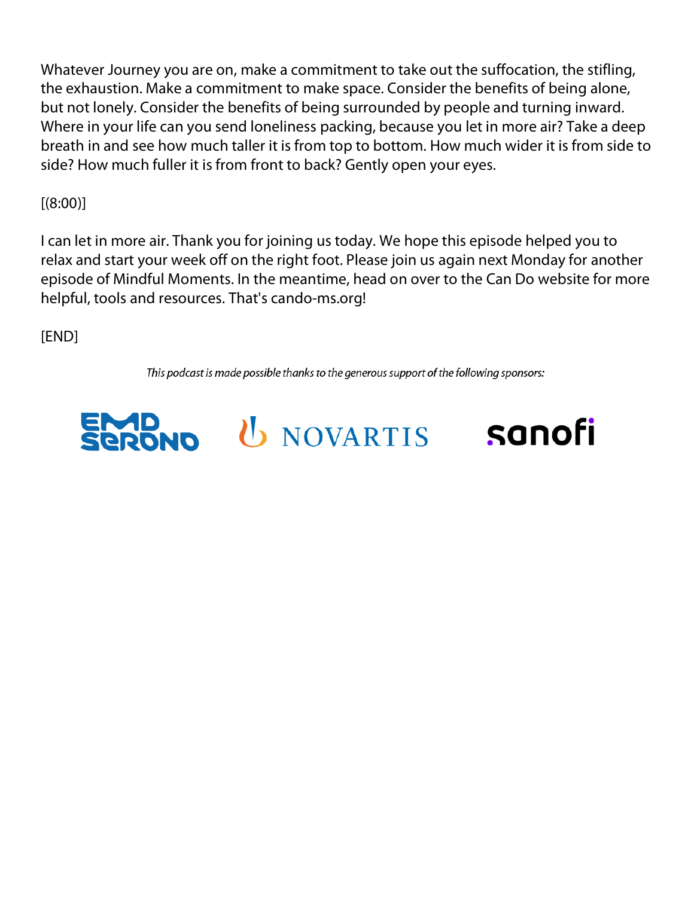Whatever Journey you are on, make a commitment to take out the suffocation, the stifling, the exhaustion. Make a commitment to make space. Consider the benefits of being alone, but not lonely. Consider the benefits of being surrounded by people and turning inward. Where in your life can you send loneliness packing, because you let in more air? Take a deep breath in and see how much taller it is from top to bottom. How much wider it is from side to side? How much fuller it is from front to back? Gently open your eyes.

[(8:00)]

I can let in more air. Thank you for joining us today. We hope this episode helped you to relax and start your week off on the right foot. Please join us again next Monday for another episode of Mindful Moments. In the meantime, head on over to the Can Do website for more helpful, tools and resources. That's cando-ms.org!

[END]

*This podcast is made possible thanks to the generous support of the following sponsors:*

EMD SERONO NOVARTIS sanofi